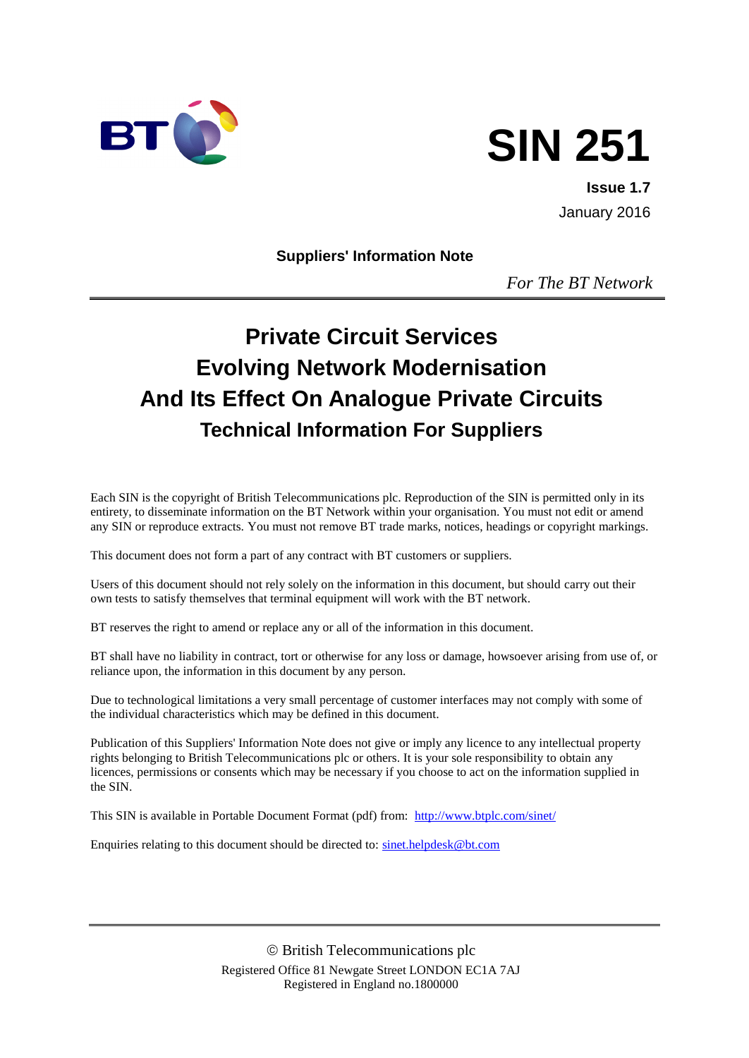# SIN 251

**Issue 1.7**

January 2016

**Suppliers' Information Note**

*For The BT Network*

# Private Circuit Services Evolving Network Modernisation And Its Effect On Analogue Private Circuits

## Technical Information For Suppliers

Each SIN is the copyright of British Telecommunications plc. Reproduction of the SIN is permitted only in its entirety, to disseminate information on the BT Network within your organisation. You must not edit or amend any SIN or reproduce extracts. You must not remove BT trade marks, notices, headings or copyright markings.

This document does not form a part of any contract with BT customers or suppliers.

Users of this document should not rely solely on the information in this document, but should carry out their own tests to satisfy themselves that terminal equipment will work with the BT network.

BT reserves the right to amend or replace any or all of the information in this document.

BT shall have no liability in contract, tort or otherwise for any loss or damage, howsoever arising from use of, or reliance upon, the information in this document by any person.

Due to technological limitations a very small percentage of customer interfaces may not comply with some of the individual characteristics which may be defined in this document.

Publication of this Suppliers' Information Note does not give or imply any licence to any intellectual property rights belonging to British Telecommunications plc or others. It is your sole responsibility to obtain any licences, permissions or consents which may be necessary if you choose to act on the information supplied in the SIN.

This SIN is available in Portable Document Format (pdf) from: http://www.btplc.com/sinet/

Enquiries relating to this document should be directed to: sinet.helpdesk@bt.com

© British Telecommunications plc

Registered Office 81 Newgate Street LONDON EC1A 7AJ

Registered in England no.1800000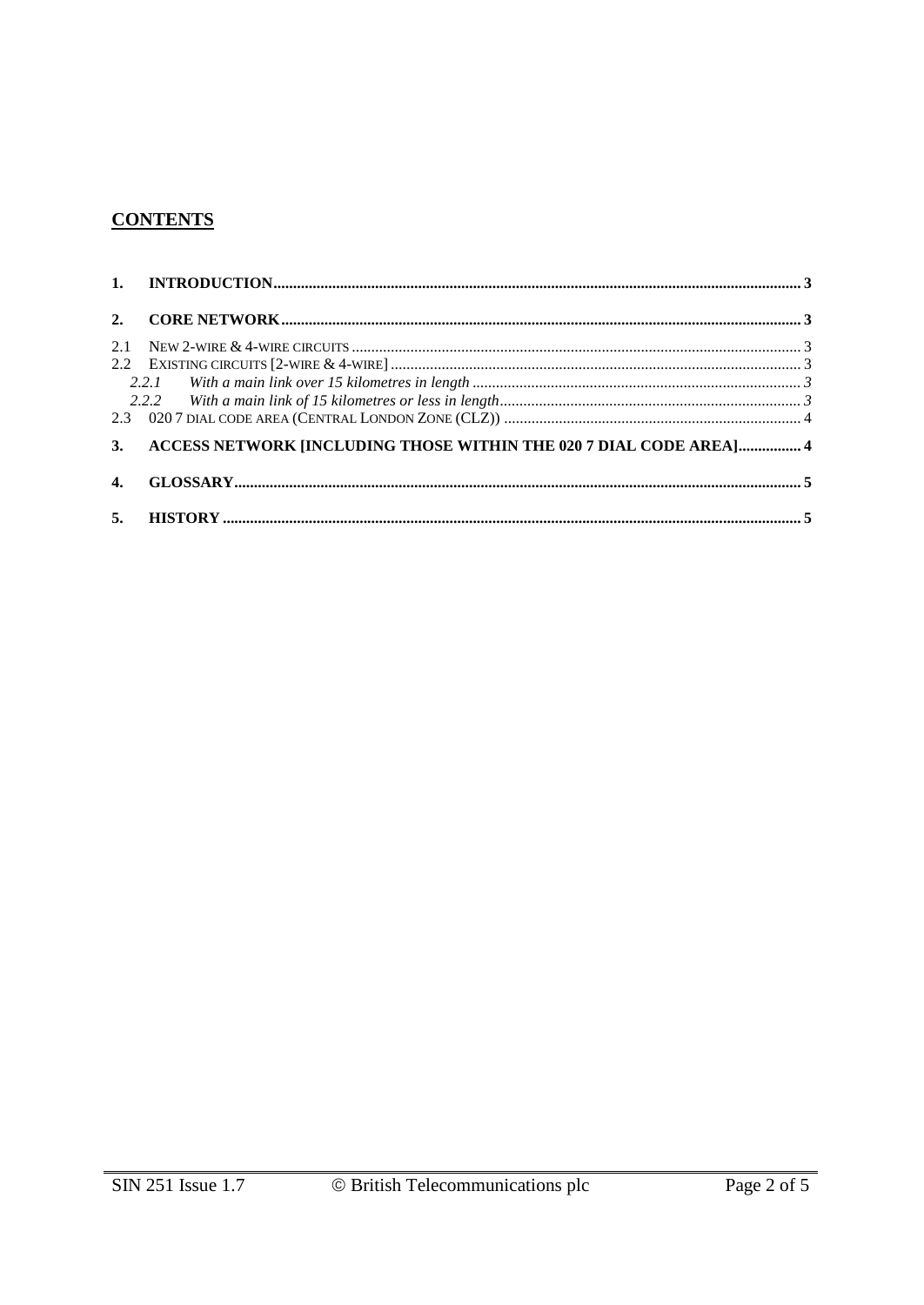## CONTENTS

**1. INTRODUCTION** ..... 3

**2. CORE NETWORK** ..... 3

2.1 NEW 2-WIRE & 4-WIRE CIRCUITS ..... 3

2.2 EXISTING CIRCUITS [2-WIRE & 4-WIRE] ..... 3

*2.2.1 With a main link over 15 kilometres in length* ..... 3

*2.2.2 With a main link of 15 kilometres or less in length* ..... 3

2.3 020 7 DIAL CODE AREA (CENTRAL LONDON ZONE (CLZ)) ..... 4

**3. ACCESS NETWORK [INCLUDING THOSE WITHIN THE 020 7 DIAL CODE AREA]** ..... 4

**4. GLOSSARY** ..... 5

**5. HISTORY** ..... 5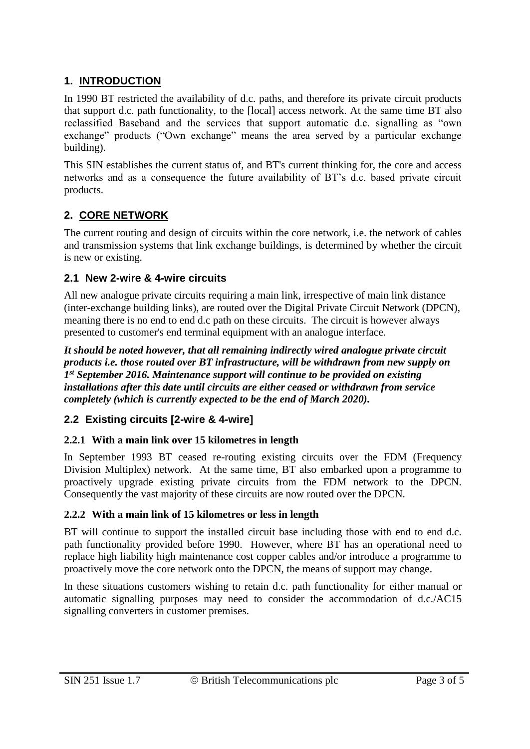## 1. INTRODUCTION

In 1990 BT restricted the availability of d.c. paths, and therefore its private circuit products that support d.c. path functionality, to the [local] access network. At the same time BT also reclassified Baseband and the services that support automatic d.c. signalling as "own exchange" products ("Own exchange" means the area served by a particular exchange building).

This SIN establishes the current status of, and BT's current thinking for, the core and access networks and as a consequence the future availability of BT's d.c. based private circuit products.

## 2. CORE NETWORK

The current routing and design of circuits within the core network, i.e. the network of cables and transmission systems that link exchange buildings, is determined by whether the circuit is new or existing.

### 2.1 New 2-wire & 4-wire circuits

All new analogue private circuits requiring a main link, irrespective of main link distance (inter-exchange building links), are routed over the Digital Private Circuit Network (DPCN), meaning there is no end to end d.c path on these circuits. The circuit is however always presented to customer's end terminal equipment with an analogue interface.

***It should be noted however, that all remaining indirectly wired analogue private circuit products i.e. those routed over BT infrastructure, will be withdrawn from new supply on 1st September 2016. Maintenance support will continue to be provided on existing installations after this date until circuits are either ceased or withdrawn from service completely (which is currently expected to be the end of March 2020).***

### 2.2 Existing circuits [2-wire & 4-wire]

#### 2.2.1 With a main link over 15 kilometres in length

In September 1993 BT ceased re-routing existing circuits over the FDM (Frequency Division Multiplex) network. At the same time, BT also embarked upon a programme to proactively upgrade existing private circuits from the FDM network to the DPCN. Consequently the vast majority of these circuits are now routed over the DPCN.

#### 2.2.2 With a main link of 15 kilometres or less in length

BT will continue to support the installed circuit base including those with end to end d.c. path functionality provided before 1990. However, where BT has an operational need to replace high liability high maintenance cost copper cables and/or introduce a programme to proactively move the core network onto the DPCN, the means of support may change.

In these situations customers wishing to retain d.c. path functionality for either manual or automatic signalling purposes may need to consider the accommodation of d.c./AC15 signalling converters in customer premises.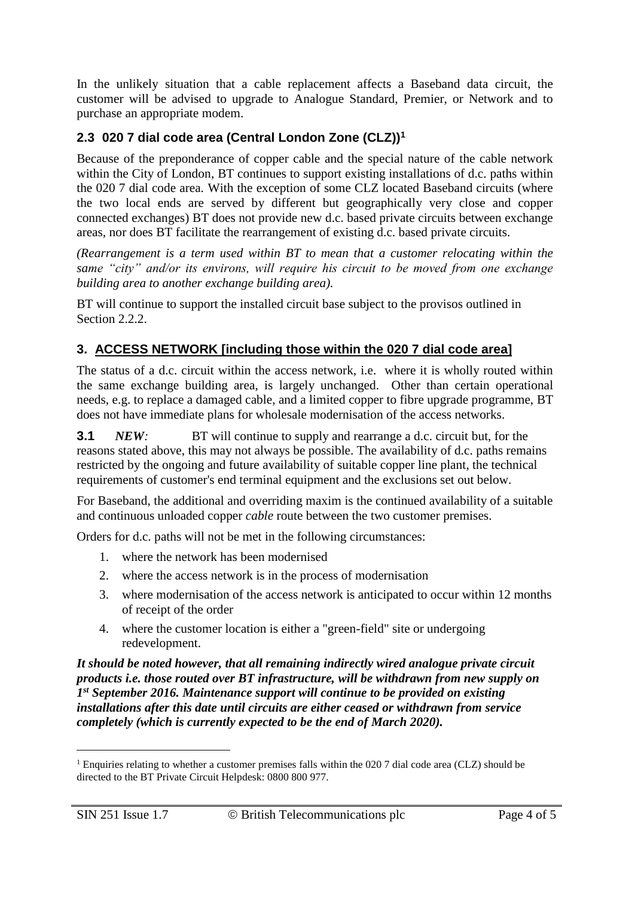In the unlikely situation that a cable replacement affects a Baseband data circuit, the customer will be advised to upgrade to Analogue Standard, Premier, or Network and to purchase an appropriate modem.

### 2.3 020 7 dial code area (Central London Zone (CLZ))[1]

Because of the preponderance of copper cable and the special nature of the cable network within the City of London, BT continues to support existing installations of d.c. paths within the 020 7 dial code area. With the exception of some CLZ located Baseband circuits (where the two local ends are served by different but geographically very close and copper connected exchanges) BT does not provide new d.c. based private circuits between exchange areas, nor does BT facilitate the rearrangement of existing d.c. based private circuits.

*(Rearrangement is a term used within BT to mean that a customer relocating within the same "city" and/or its environs, will require his circuit to be moved from one exchange building area to another exchange building area).*

BT will continue to support the installed circuit base subject to the provisos outlined in Section 2.2.2.

## 3. ACCESS NETWORK [including those within the 020 7 dial code area]

The status of a d.c. circuit within the access network, i.e. where it is wholly routed within the same exchange building area, is largely unchanged. Other than certain operational needs, e.g. to replace a damaged cable, and a limited copper to fibre upgrade programme, BT does not have immediate plans for wholesale modernisation of the access networks.

**3.1** ***NEW:*** BT will continue to supply and rearrange a d.c. circuit but, for the reasons stated above, this may not always be possible. The availability of d.c. paths remains restricted by the ongoing and future availability of suitable copper line plant, the technical requirements of customer's end terminal equipment and the exclusions set out below.

For Baseband, the additional and overriding maxim is the continued availability of a suitable and continuous unloaded copper *cable* route between the two customer premises.

Orders for d.c. paths will not be met in the following circumstances:

1. where the network has been modernised
2. where the access network is in the process of modernisation
3. where modernisation of the access network is anticipated to occur within 12 months of receipt of the order
4. where the customer location is either a "green-field" site or undergoing redevelopment.

***It should be noted however, that all remaining indirectly wired analogue private circuit products i.e. those routed over BT infrastructure, will be withdrawn from new supply on 1st September 2016. Maintenance support will continue to be provided on existing installations after this date until circuits are either ceased or withdrawn from service completely (which is currently expected to be the end of March 2020).***

---

[1] Enquiries relating to whether a customer premises falls within the 020 7 dial code area (CLZ) should be directed to the BT Private Circuit Helpdesk: 0800 800 977.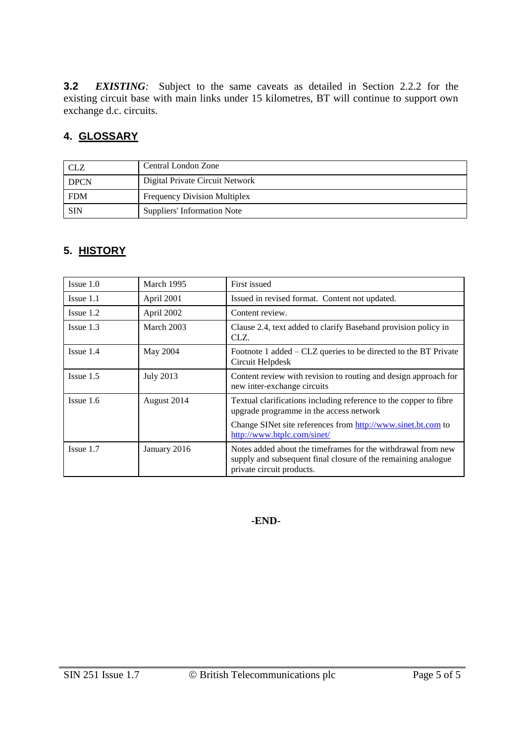**3.2** ***EXISTING:*** Subject to the same caveats as detailed in Section 2.2.2 for the existing circuit base with main links under 15 kilometres, BT will continue to support own exchange d.c. circuits.

## 4. GLOSSARY

| | |
|---|---|
| CLZ | Central London Zone |
| DPCN | Digital Private Circuit Network |
| FDM | Frequency Division Multiplex |
| SIN | Suppliers' Information Note |

## 5. HISTORY

| | | |
|---|---|---|
| Issue 1.0 | March 1995 | First issued |
| Issue 1.1 | April 2001 | Issued in revised format. Content not updated. |
| Issue 1.2 | April 2002 | Content review. |
| Issue 1.3 | March 2003 | Clause 2.4, text added to clarify Baseband provision policy in CLZ. |
| Issue 1.4 | May 2004 | Footnote 1 added – CLZ queries to be directed to the BT Private Circuit Helpdesk |
| Issue 1.5 | July 2013 | Content review with revision to routing and design approach for new inter-exchange circuits |
| Issue 1.6 | August 2014 | Textual clarifications including reference to the copper to fibre upgrade programme in the access network<br><br>Change SINet site references from http://www.sinet.bt.com to http://www.btplc.com/sinet/ |
| Issue 1.7 | January 2016 | Notes added about the timeframes for the withdrawal from new supply and subsequent final closure of the remaining analogue private circuit products. |

**-END-**